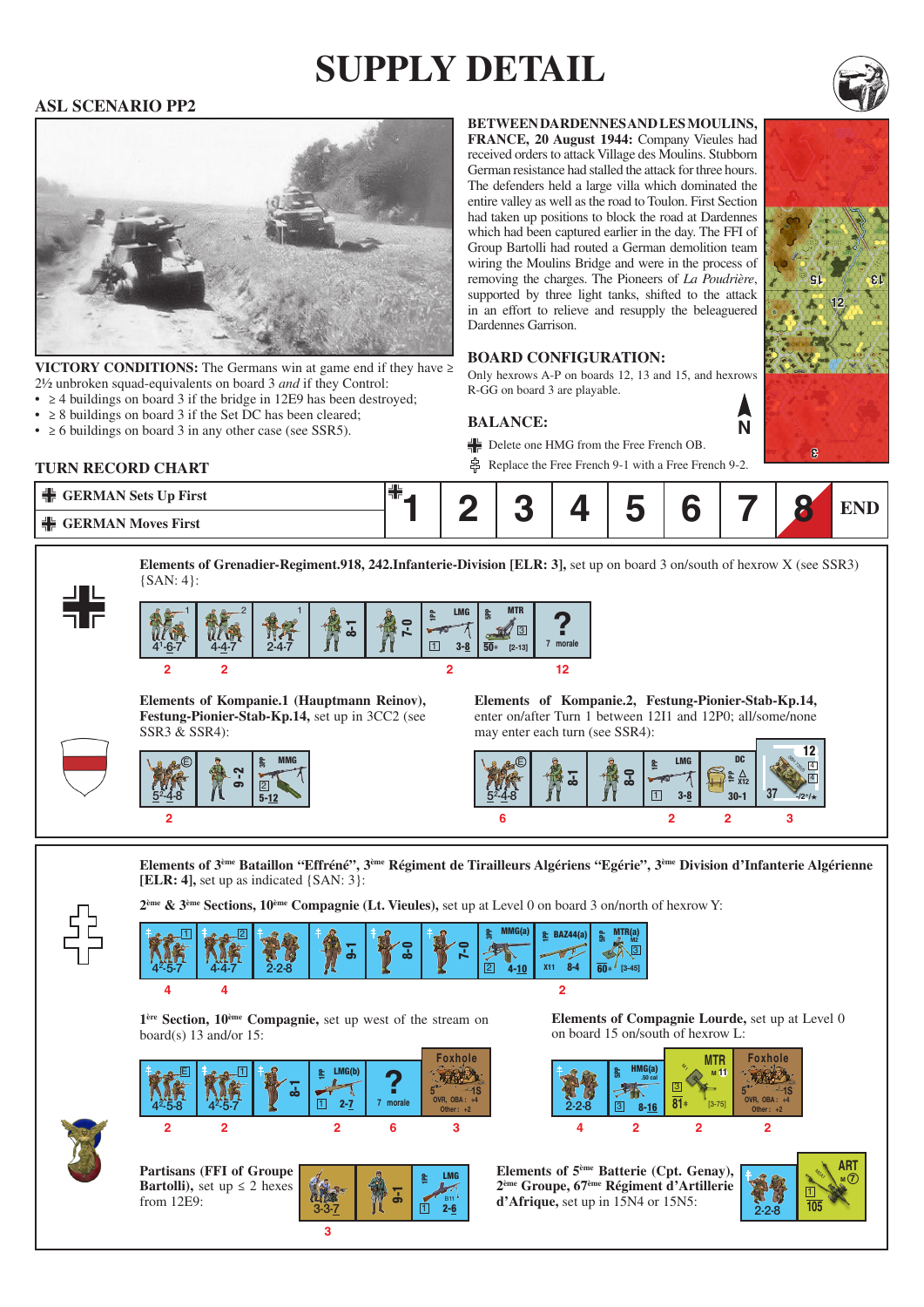# SUPPLY DETAIL

## ASL SCENARIO PP2

**VICTORY CONDITIONS:** The Germans win at game end if they have ≥ 2½ unbroken squad-equivalents on board 3 *and* if they Control:

- ≥ 4 buildings on board 3 if the bridge in 12E9 has been destroyed;
- ≥ 8 buildings on board 3 if the Set DC has been cleared;
- ≥ 6 buildings on board 3 in any other case (see SSR5).

**BETWEEN DARDENNES AND LES MOULINS, FRANCE, 20 August 1944:** Company Vieules had received orders to attack Village des Moulins. Stubborn German resistance had stalled the attack for three hours. The defenders held a large villa which dominated the entire valley as well as the road to Toulon. First Section had taken up positions to block the road at Dardennes which had been captured earlier in the day. The FFI of Group Bartolli had routed a German demolition team wiring the Moulins Bridge and were in the process of removing the charges. The Pioneers of *La Poudrière*, supported by three light tanks, shifted to the attack in an effort to relieve and resupply the beleaguered Dardennes Garrison.

**BOARD CONFIGURATION:**

Only hexrows A-P on boards 12, 13 and 15, and hexrows R-GG on board 3 are playable.

**BALANCE:**

- German: Delete one HMG from the Free French OB.
- Free French: Replace the Free French 9-1 with a Free French 9-2.

### TURN RECORD CHART

| | 1 | 2 | 3 | 4 | 5 | 6 | 7 | 8 | END |
|---|---|---|---|---|---|---|---|---|---|
| GERMAN Sets Up First | | | | | | | | | |
| GERMAN Moves First | | | | | | | | | |

**Elements of Grenadier-Regiment.918, 242.Infanterie-Division [ELR: 3],** set up on board 3 on/south of hexrow X (see SSR3) {SAN: 4}:

4-6-7 ×2, 4-4-7 ×2, 2-4-7, 8-1, 7-0, LMG 3-8 ×2, MTR 50* [2-13], ? 7 morale ×12

**Elements of Kompanie.1 (Hauptmann Reinov), Festung-Pionier-Stab-Kp.14,** set up in 3CC2 (see SSR3 & SSR4):

5-4-8 ×2, 9-2, MMG 5-12

**Elements of Kompanie.2, Festung-Pionier-Stab-Kp.14,** enter on/after Turn 1 between 12I1 and 12P0; all/some/none may enter each turn (see SSR4):

5-4-8 ×6, 8-1, 8-0, LMG 3-8 ×2, DC 30-1 ×2, 37 ×3

**Elements of 3ème Bataillon "Effréné", 3ème Régiment de Tirailleurs Algériens "Egérie", 3ème Division d'Infanterie Algérienne [ELR: 4],** set up as indicated {SAN: 3}:

**2ème & 3ème Sections, 10ème Compagnie (Lt. Vieules),** set up at Level 0 on board 3 on/north of hexrow Y:

4-5-7 ×4, 4-4-7 ×4, 2-2-8, 9-1, 8-0, 7-0, MMG(a) 4-10, BAZ44(a) 8-4 ×2, MTR(a) 60* [3-45]

**1ère Section, 10ème Compagnie,** set up west of the stream on board(s) 13 and/or 15:

4-5-8 ×2, 4-5-7 ×2, 8-1, LMG(b) 2-7 ×2, ? 7 morale ×6, Foxhole ×3

**Elements of Compagnie Lourde,** set up at Level 0 on board 15 on/south of hexrow L:

2-2-8 ×4, HMG(a) 8-16 ×2, MTR 81* [3-75] ×2, Foxhole ×2

**Partisans (FFI of Groupe Bartolli),** set up ≤ 2 hexes from 12E9:

3-3-7 ×3, 9-1, LMG 2-6

**Elements of 5ème Batterie (Cpt. Genay), 2ème Groupe, 67ème Régiment d'Artillerie d'Afrique,** set up in 15N4 or 15N5:

2-2-8, ART 105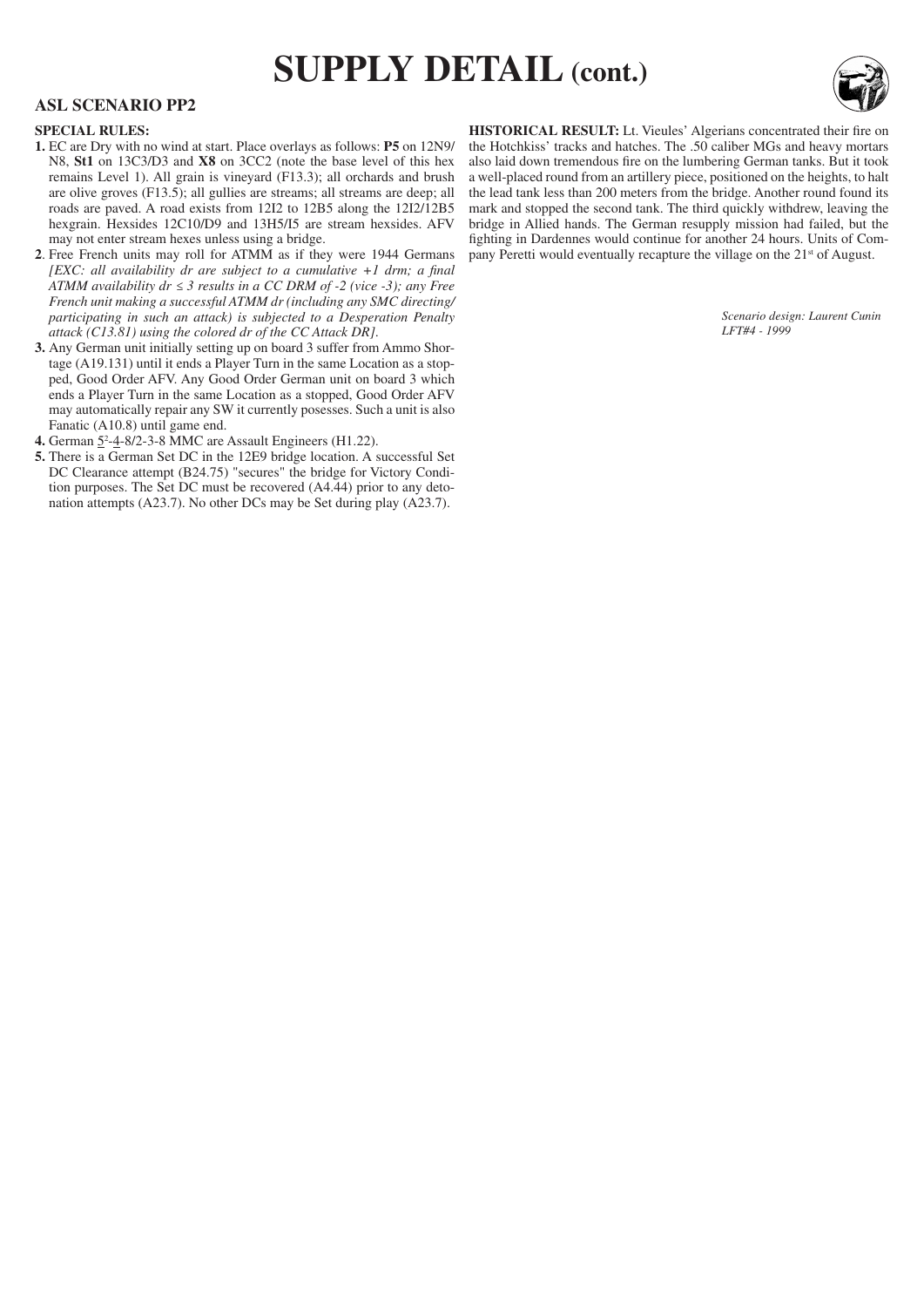# SUPPLY DETAIL (cont.)

## ASL SCENARIO PP2

**SPECIAL RULES:**

**1.** EC are Dry with no wind at start. Place overlays as follows: **P5** on 12N9/N8, **St1** on 13C3/D3 and **X8** on 3CC2 (note the base level of this hex remains Level 1). All grain is vineyard (F13.3); all orchards and brush are olive groves (F13.5); all gullies are streams; all streams are deep; all roads are paved. A road exists from 12I2 to 12B5 along the 12I2/12B5 hexgrain. Hexsides 12C10/D9 and 13H5/I5 are stream hexsides. AFV may not enter stream hexes unless using a bridge.

**2**. Free French units may roll for ATMM as if they were 1944 Germans *[EXC: all availability dr are subject to a cumulative +1 drm; a final ATMM availability dr ≤ 3 results in a CC DRM of -2 (vice -3); any Free French unit making a successful ATMM dr (including any SMC directing/participating in such an attack) is subjected to a Desperation Penalty attack (C13.81) using the colored dr of the CC Attack DR]*.

**3.** Any German unit initially setting up on board 3 suffer from Ammo Shortage (A19.131) until it ends a Player Turn in the same Location as a stopped, Good Order AFV. Any Good Order German unit on board 3 which ends a Player Turn in the same Location as a stopped, Good Order AFV may automatically repair any SW it currently posesses. Such a unit is also Fanatic (A10.8) until game end.

**4.** German $\underline{5}^2$-$\underline{4}$-8/2-3-8 MMC are Assault Engineers (H1.22).

**5.** There is a German Set DC in the 12E9 bridge location. A successful Set DC Clearance attempt (B24.75) "secures" the bridge for Victory Condition purposes. The Set DC must be recovered (A4.44) prior to any detonation attempts (A23.7). No other DCs may be Set during play (A23.7).

**HISTORICAL RESULT:** Lt. Vieules' Algerians concentrated their fire on the Hotchkiss' tracks and hatches. The .50 caliber MGs and heavy mortars also laid down tremendous fire on the lumbering German tanks. But it took a well-placed round from an artillery piece, positioned on the heights, to halt the lead tank less than 200 meters from the bridge. Another round found its mark and stopped the second tank. The third quickly withdrew, leaving the bridge in Allied hands. The German resupply mission had failed, but the fighting in Dardennes would continue for another 24 hours. Units of Company Peretti would eventually recapture the village on the 21st of August.

*Scenario design: Laurent Cunin*
*LFT#4 - 1999*